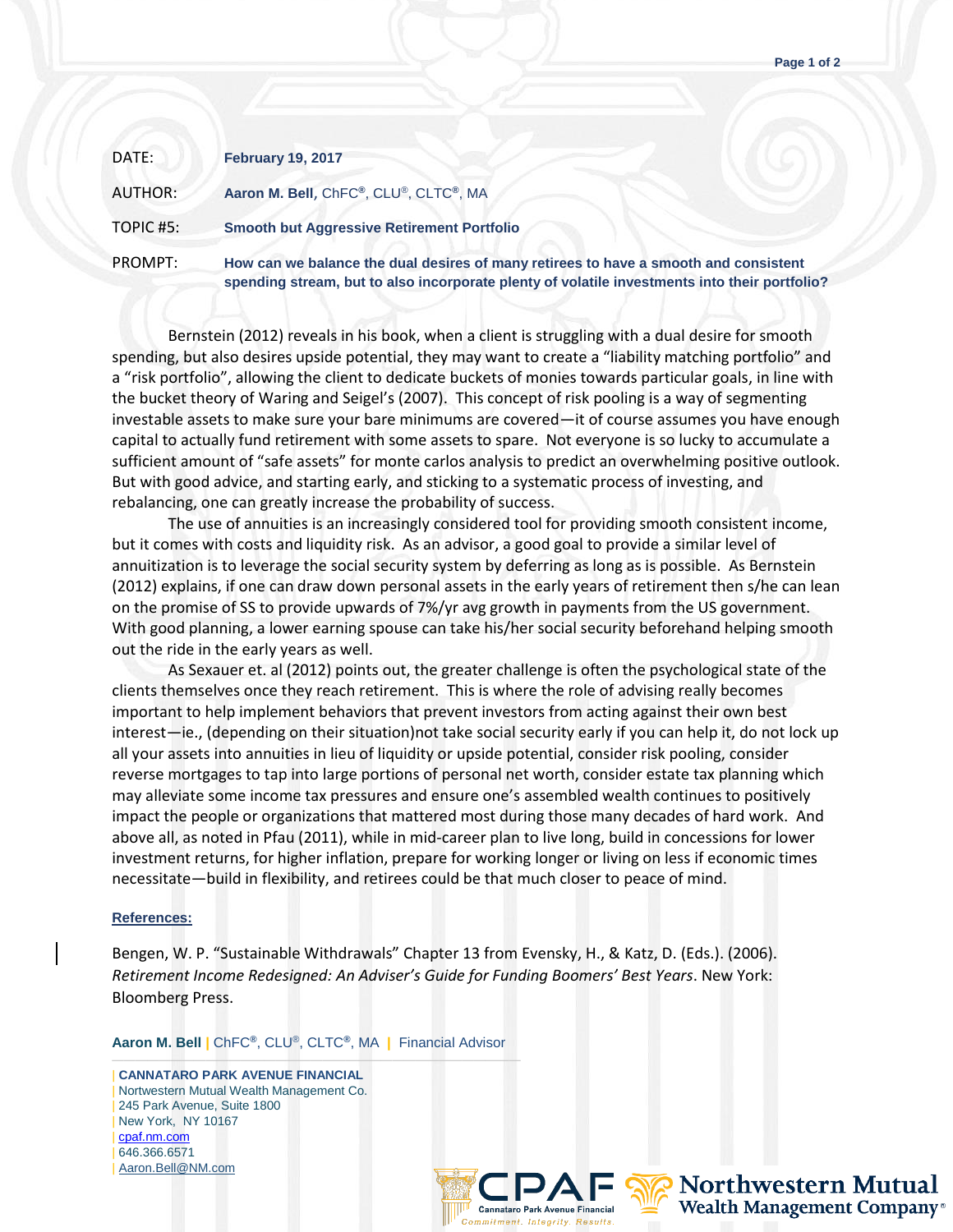| | |
|---|---|
| DATE: | **February 19, 2017** |
| AUTHOR: | **Aaron M. Bell**, ChFC®, CLU®, CLTC®, MA |
| TOPIC #5: | **Smooth but Aggressive Retirement Portfolio** |
| PROMPT: | **How can we balance the dual desires of many retirees to have a smooth and consistent spending stream, but to also incorporate plenty of volatile investments into their portfolio?** |

Bernstein (2012) reveals in his book, when a client is struggling with a dual desire for smooth spending, but also desires upside potential, they may want to create a "liability matching portfolio" and a "risk portfolio", allowing the client to dedicate buckets of monies towards particular goals, in line with the bucket theory of Waring and Seigel's (2007). This concept of risk pooling is a way of segmenting investable assets to make sure your bare minimums are covered—it of course assumes you have enough capital to actually fund retirement with some assets to spare. Not everyone is so lucky to accumulate a sufficient amount of "safe assets" for monte carlos analysis to predict an overwhelming positive outlook. But with good advice, and starting early, and sticking to a systematic process of investing, and rebalancing, one can greatly increase the probability of success.

The use of annuities is an increasingly considered tool for providing smooth consistent income, but it comes with costs and liquidity risk. As an advisor, a good goal to provide a similar level of annuitization is to leverage the social security system by deferring as long as is possible. As Bernstein (2012) explains, if one can draw down personal assets in the early years of retirement then s/he can lean on the promise of SS to provide upwards of 7%/yr avg growth in payments from the US government. With good planning, a lower earning spouse can take his/her social security beforehand helping smooth out the ride in the early years as well.

As Sexauer et. al (2012) points out, the greater challenge is often the psychological state of the clients themselves once they reach retirement. This is where the role of advising really becomes important to help implement behaviors that prevent investors from acting against their own best interest—ie., (depending on their situation)not take social security early if you can help it, do not lock up all your assets into annuities in lieu of liquidity or upside potential, consider risk pooling, consider reverse mortgages to tap into large portions of personal net worth, consider estate tax planning which may alleviate some income tax pressures and ensure one's assembled wealth continues to positively impact the people or organizations that mattered most during those many decades of hard work. And above all, as noted in Pfau (2011), while in mid-career plan to live long, build in concessions for lower investment returns, for higher inflation, prepare for working longer or living on less if economic times necessitate—build in flexibility, and retirees could be that much closer to peace of mind.

**References:**

Bengen, W. P. "Sustainable Withdrawals" Chapter 13 from Evensky, H., & Katz, D. (Eds.). (2006). *Retirement Income Redesigned: An Adviser's Guide for Funding Boomers' Best Years*. New York: Bloomberg Press.

**Aaron M. Bell** | ChFC®, CLU®, CLTC®, MA | Financial Advisor

| **CANNATARO PARK AVENUE FINANCIAL**
| Nortwestern Mutual Wealth Management Co.
| 245 Park Avenue, Suite 1800
| New York, NY 10167
| cpaf.nm.com
| 646.366.6571
| Aaron.Bell@NM.com

CPAF Cannataro Park Avenue Financial — Commitment. Integrity. Results.

Northwestern Mutual Wealth Management Company®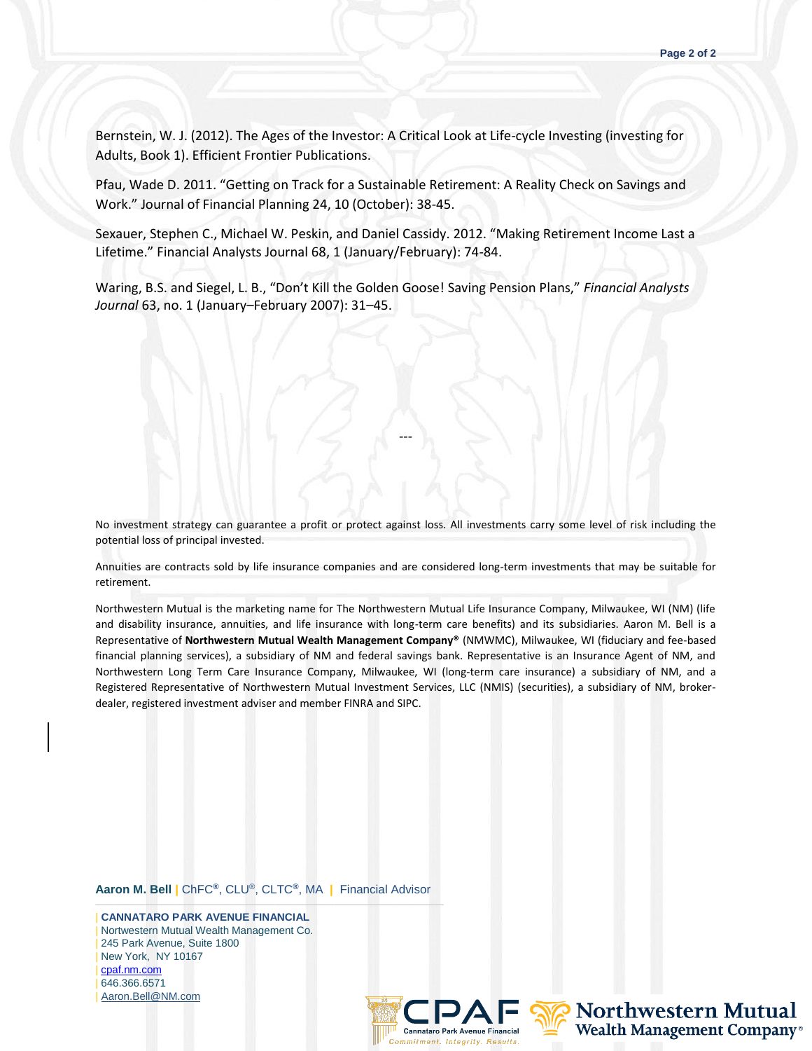Bernstein, W. J. (2012). The Ages of the Investor: A Critical Look at Life-cycle Investing (investing for Adults, Book 1). Efficient Frontier Publications.

Pfau, Wade D. 2011. "Getting on Track for a Sustainable Retirement: A Reality Check on Savings and Work." Journal of Financial Planning 24, 10 (October): 38-45.

Sexauer, Stephen C., Michael W. Peskin, and Daniel Cassidy. 2012. "Making Retirement Income Last a Lifetime." Financial Analysts Journal 68, 1 (January/February): 74-84.

Waring, B.S. and Siegel, L. B., "Don't Kill the Golden Goose! Saving Pension Plans," *Financial Analysts Journal* 63, no. 1 (January–February 2007): 31–45.

---

No investment strategy can guarantee a profit or protect against loss. All investments carry some level of risk including the potential loss of principal invested.

Annuities are contracts sold by life insurance companies and are considered long-term investments that may be suitable for retirement.

Northwestern Mutual is the marketing name for The Northwestern Mutual Life Insurance Company, Milwaukee, WI (NM) (life and disability insurance, annuities, and life insurance with long-term care benefits) and its subsidiaries. Aaron M. Bell is a Representative of **Northwestern Mutual Wealth Management Company®** (NMWMC), Milwaukee, WI (fiduciary and fee-based financial planning services), a subsidiary of NM and federal savings bank. Representative is an Insurance Agent of NM, and Northwestern Long Term Care Insurance Company, Milwaukee, WI (long-term care insurance) a subsidiary of NM, and a Registered Representative of Northwestern Mutual Investment Services, LLC (NMIS) (securities), a subsidiary of NM, broker-dealer, registered investment adviser and member FINRA and SIPC.

**Aaron M. Bell** | ChFC®, CLU®, CLTC®, MA | Financial Advisor

| **CANNATARO PARK AVENUE FINANCIAL**
| Nortwestern Mutual Wealth Management Co.
| 245 Park Avenue, Suite 1800
| New York, NY 10167
| cpaf.nm.com
| 646.366.6571
| Aaron.Bell@NM.com

CPAF Cannataro Park Avenue Financial Commitment. Integrity. Results.

Northwestern Mutual Wealth Management Company®